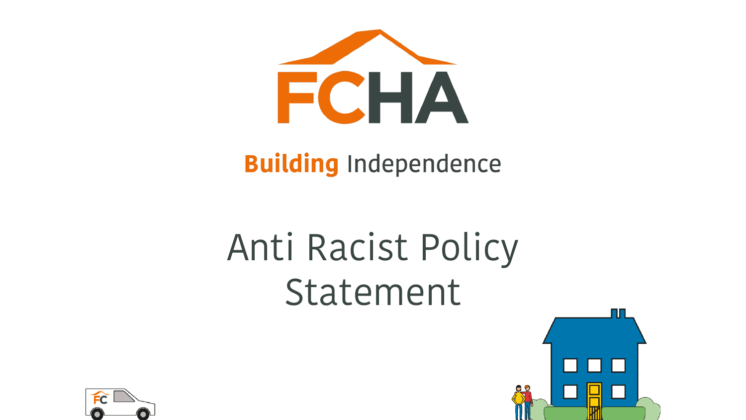FCHA

**Building** Independence

# Anti Racist Policy Statement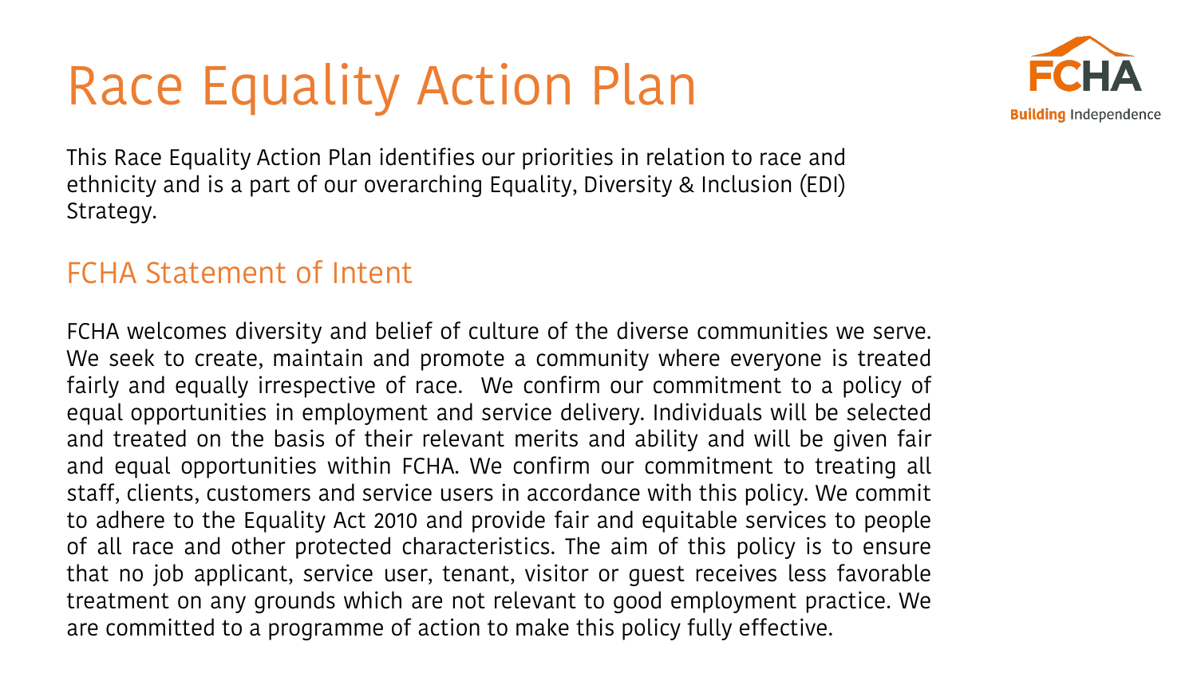# Race Equality Action Plan

This Race Equality Action Plan identifies our priorities in relation to race and ethnicity and is a part of our overarching Equality, Diversity & Inclusion (EDI) Strategy.

## FCHA Statement of Intent

FCHA welcomes diversity and belief of culture of the diverse communities we serve. We seek to create, maintain and promote a community where everyone is treated fairly and equally irrespective of race. We confirm our commitment to a policy of equal opportunities in employment and service delivery. Individuals will be selected and treated on the basis of their relevant merits and ability and will be given fair and equal opportunities within FCHA. We confirm our commitment to treating all staff, clients, customers and service users in accordance with this policy. We commit to adhere to the Equality Act 2010 and provide fair and equitable services to people of all race and other protected characteristics. The aim of this policy is to ensure that no job applicant, service user, tenant, visitor or guest receives less favorable treatment on any grounds which are not relevant to good employment practice. We are committed to a programme of action to make this policy fully effective.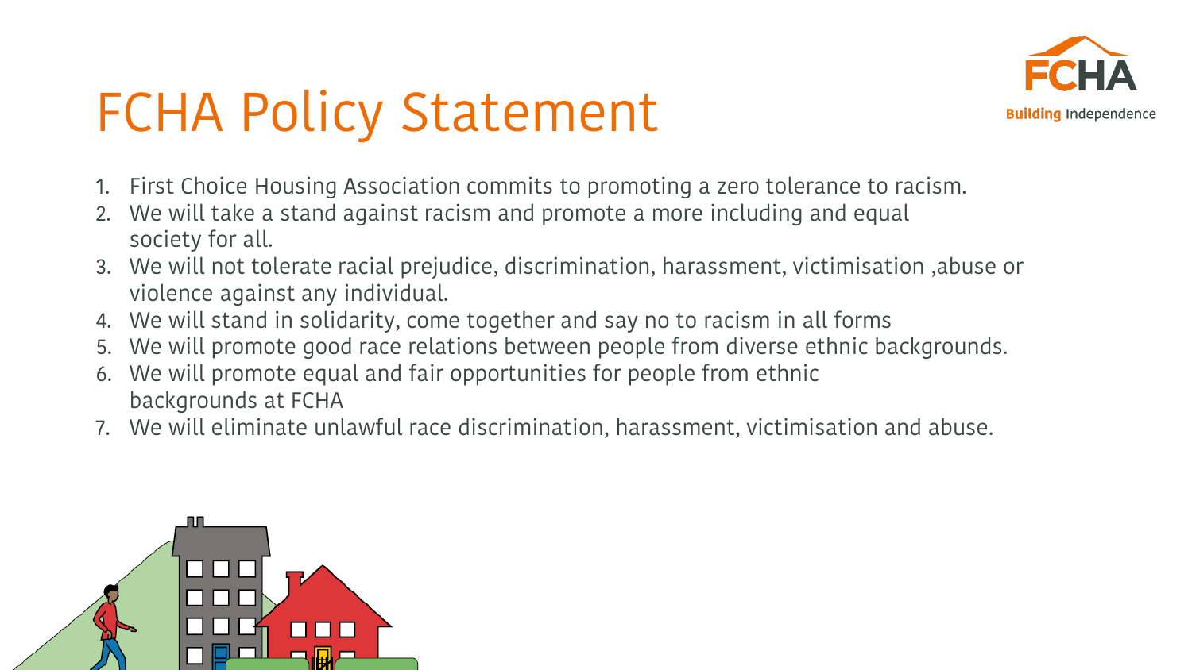# FCHA Policy Statement

1. First Choice Housing Association commits to promoting a zero tolerance to racism.
2. We will take a stand against racism and promote a more including and equal society for all.
3. We will not tolerate racial prejudice, discrimination, harassment, victimisation ,abuse or violence against any individual.
4. We will stand in solidarity, come together and say no to racism in all forms
5. We will promote good race relations between people from diverse ethnic backgrounds.
6. We will promote equal and fair opportunities for people from ethnic backgrounds at FCHA
7. We will eliminate unlawful race discrimination, harassment, victimisation and abuse.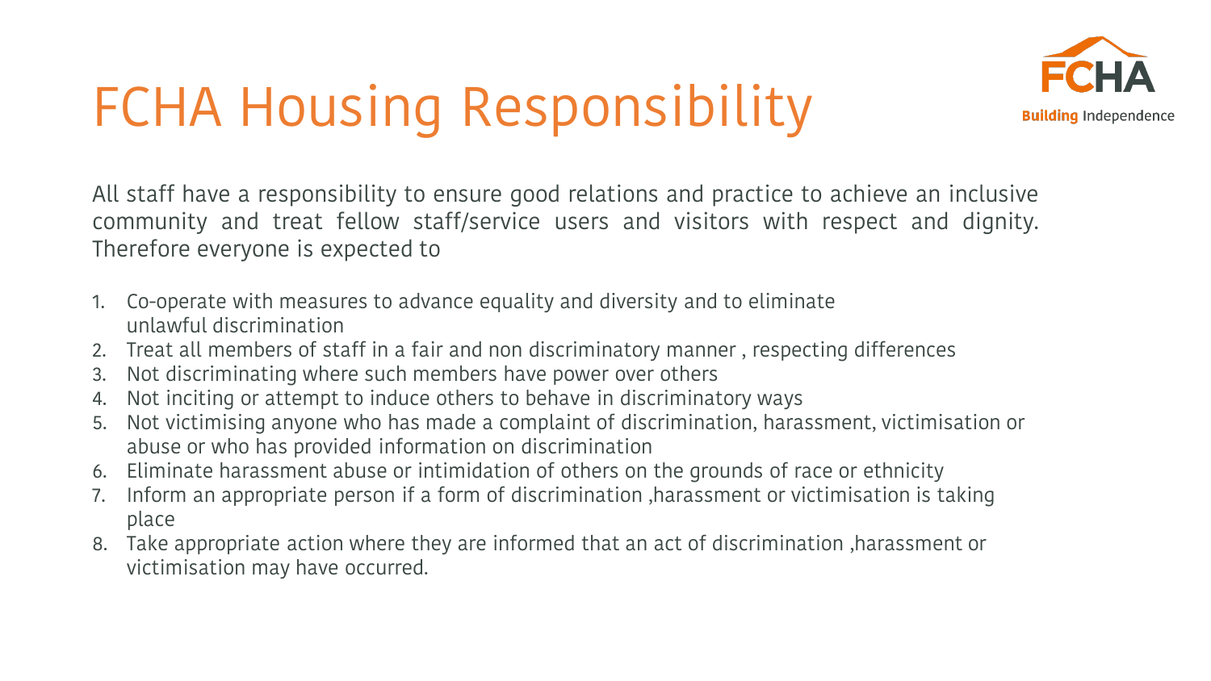# FCHA Housing Responsibility

All staff have a responsibility to ensure good relations and practice to achieve an inclusive community and treat fellow staff/service users and visitors with respect and dignity. Therefore everyone is expected to

1. Co-operate with measures to advance equality and diversity and to eliminate unlawful discrimination
2. Treat all members of staff in a fair and non discriminatory manner , respecting differences
3. Not discriminating where such members have power over others
4. Not inciting or attempt to induce others to behave in discriminatory ways
5. Not victimising anyone who has made a complaint of discrimination, harassment, victimisation or abuse or who has provided information on discrimination
6. Eliminate harassment abuse or intimidation of others on the grounds of race or ethnicity
7. Inform an appropriate person if a form of discrimination ,harassment or victimisation is taking place
8. Take appropriate action where they are informed that an act of discrimination ,harassment or victimisation may have occurred.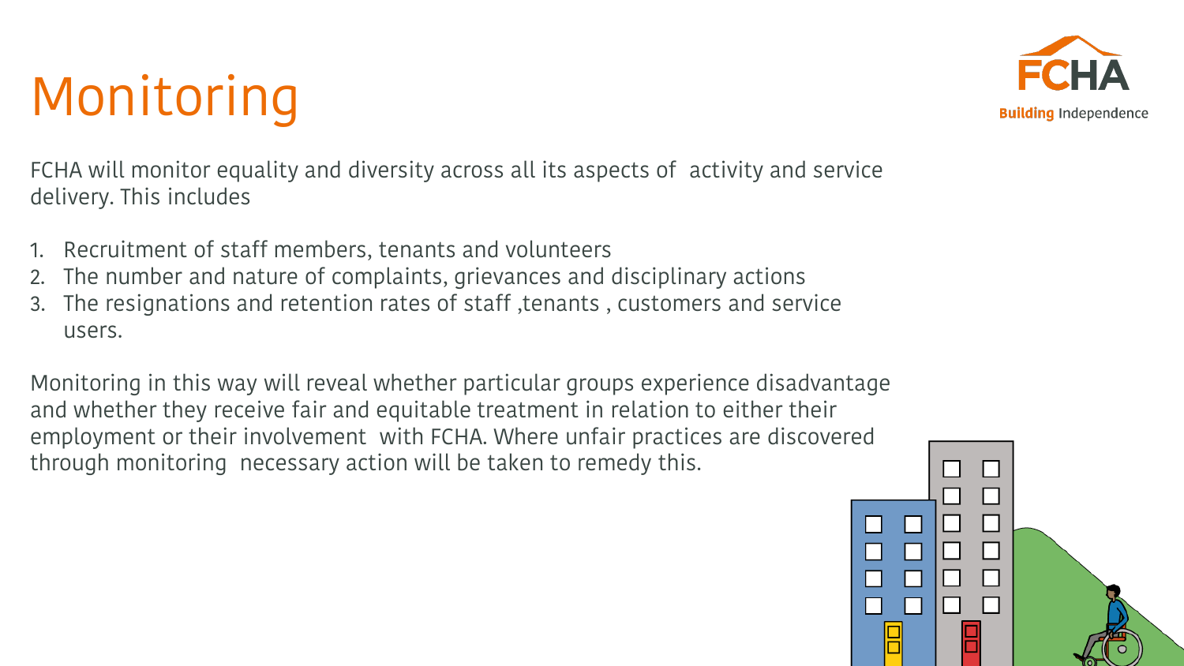# Monitoring

FCHA will monitor equality and diversity across all its aspects of activity and service delivery. This includes

1. Recruitment of staff members, tenants and volunteers
2. The number and nature of complaints, grievances and disciplinary actions
3. The resignations and retention rates of staff ,tenants , customers and service users.

Monitoring in this way will reveal whether particular groups experience disadvantage and whether they receive fair and equitable treatment in relation to either their employment or their involvement with FCHA. Where unfair practices are discovered through monitoring necessary action will be taken to remedy this.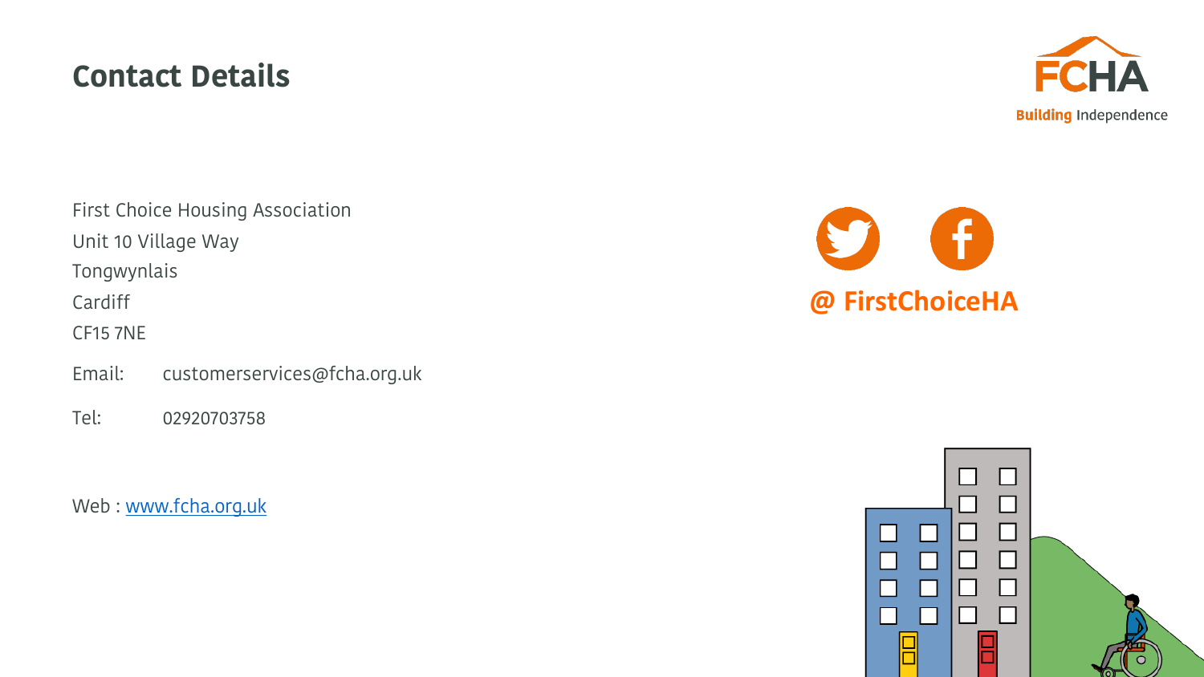## Contact Details

FCHA
Building Independence

First Choice Housing Association
Unit 10 Village Way
Tongwynlais
Cardiff
CF15 7NE

Email: customerservices@fcha.org.uk

Tel: 02920703758

Web : [www.fcha.org.uk](http://www.fcha.org.uk)

**@ FirstChoiceHA**